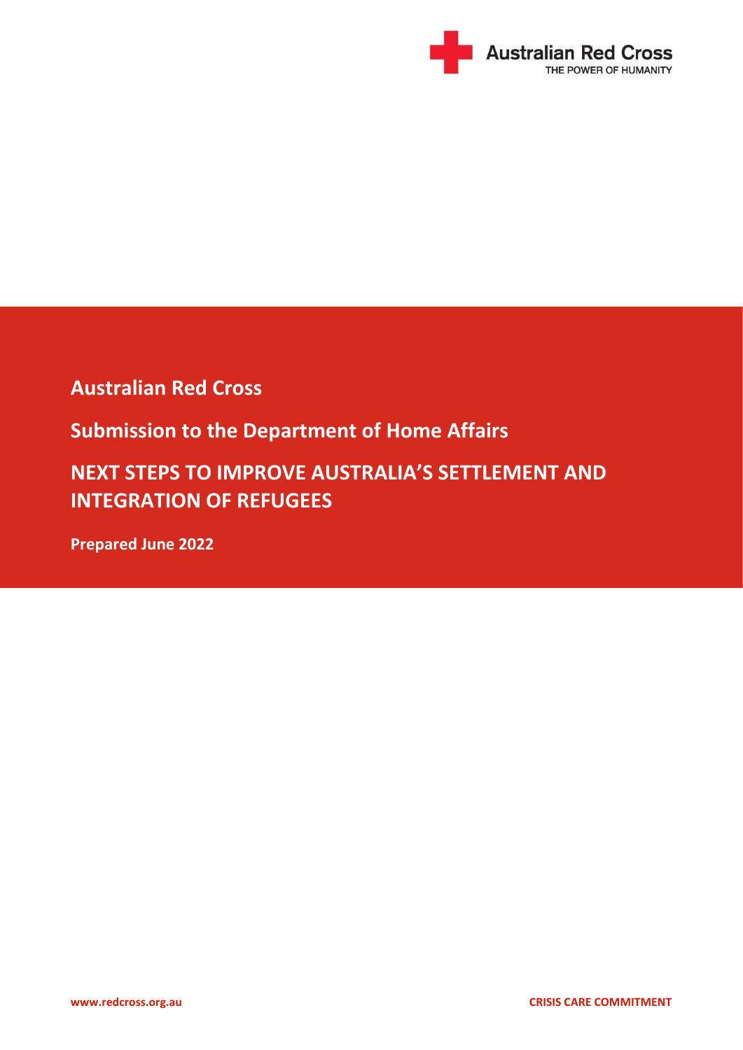Australian Red Cross
THE POWER OF HUMANITY

**Australian Red Cross**

**Submission to the Department of Home Affairs**

# NEXT STEPS TO IMPROVE AUSTRALIA'S SETTLEMENT AND INTEGRATION OF REFUGEES

**Prepared June 2022**

www.redcross.org.au

CRISIS CARE COMMITMENT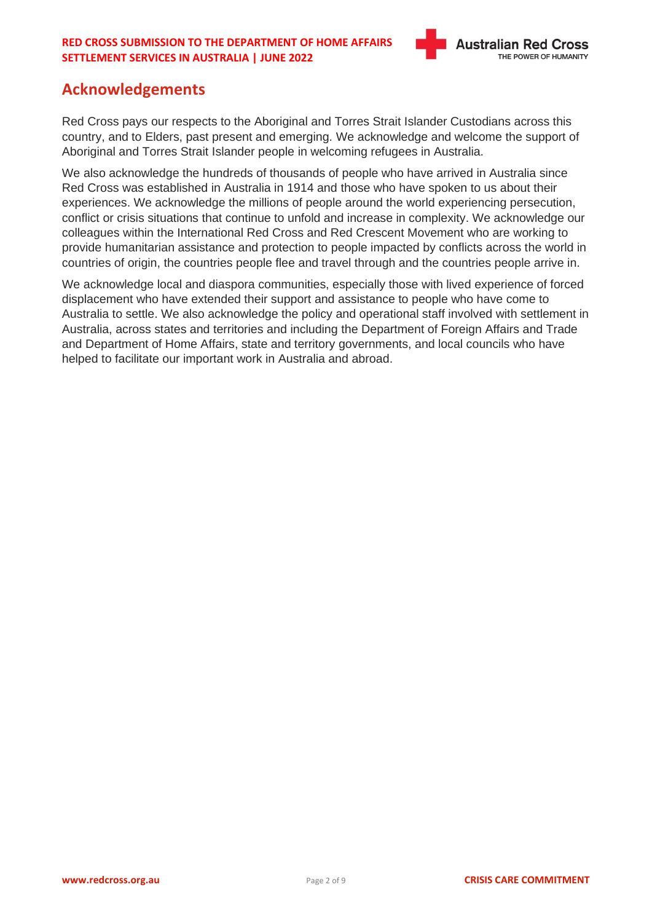## Acknowledgements

Red Cross pays our respects to the Aboriginal and Torres Strait Islander Custodians across this country, and to Elders, past present and emerging. We acknowledge and welcome the support of Aboriginal and Torres Strait Islander people in welcoming refugees in Australia.

We also acknowledge the hundreds of thousands of people who have arrived in Australia since Red Cross was established in Australia in 1914 and those who have spoken to us about their experiences. We acknowledge the millions of people around the world experiencing persecution, conflict or crisis situations that continue to unfold and increase in complexity. We acknowledge our colleagues within the International Red Cross and Red Crescent Movement who are working to provide humanitarian assistance and protection to people impacted by conflicts across the world in countries of origin, the countries people flee and travel through and the countries people arrive in.

We acknowledge local and diaspora communities, especially those with lived experience of forced displacement who have extended their support and assistance to people who have come to Australia to settle. We also acknowledge the policy and operational staff involved with settlement in Australia, across states and territories and including the Department of Foreign Affairs and Trade and Department of Home Affairs, state and territory governments, and local councils who have helped to facilitate our important work in Australia and abroad.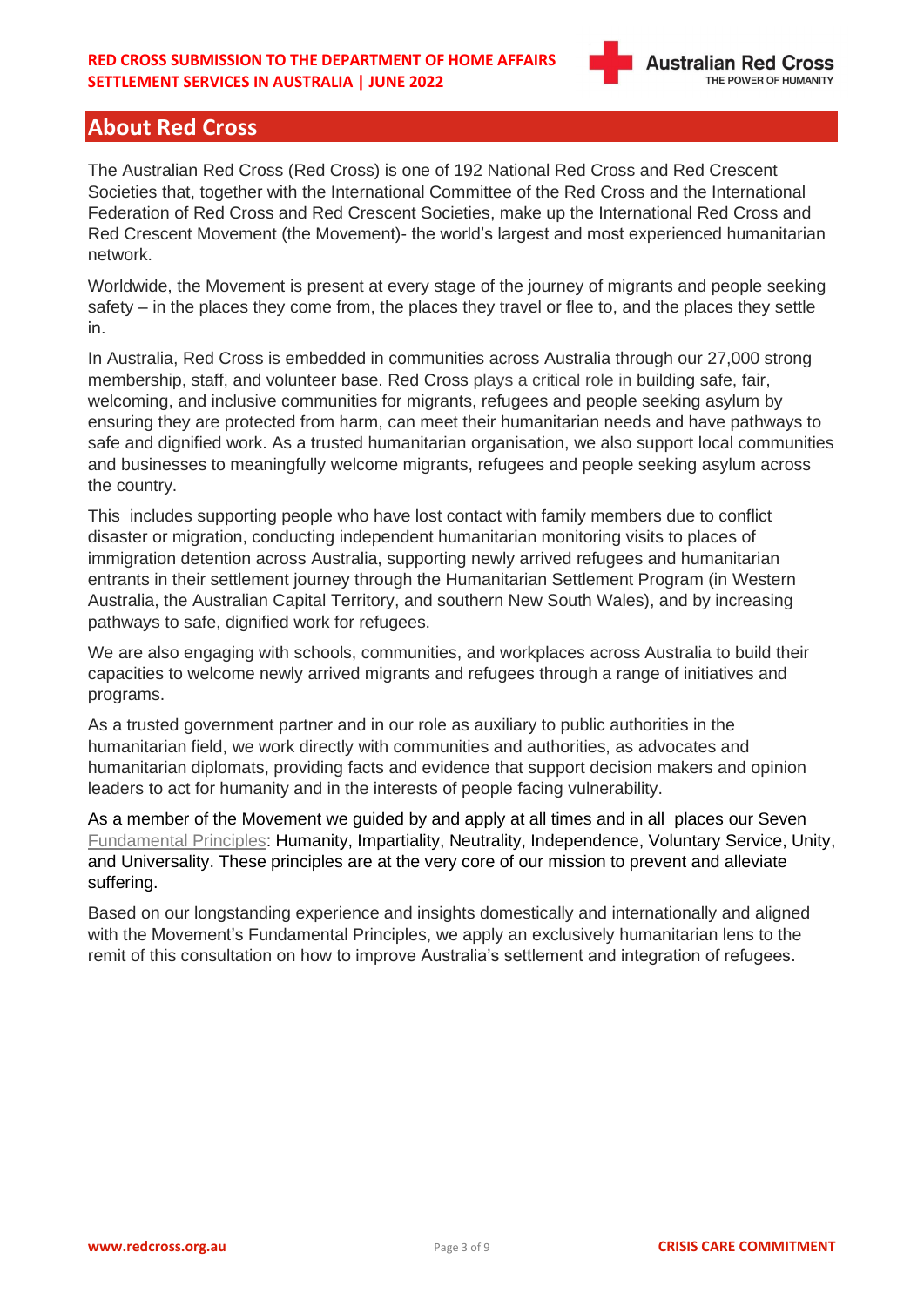## About Red Cross

The Australian Red Cross (Red Cross) is one of 192 National Red Cross and Red Crescent Societies that, together with the International Committee of the Red Cross and the International Federation of Red Cross and Red Crescent Societies, make up the International Red Cross and Red Crescent Movement (the Movement)- the world's largest and most experienced humanitarian network.

Worldwide, the Movement is present at every stage of the journey of migrants and people seeking safety – in the places they come from, the places they travel or flee to, and the places they settle in.

In Australia, Red Cross is embedded in communities across Australia through our 27,000 strong membership, staff, and volunteer base. Red Cross plays a critical role in building safe, fair, welcoming, and inclusive communities for migrants, refugees and people seeking asylum by ensuring they are protected from harm, can meet their humanitarian needs and have pathways to safe and dignified work. As a trusted humanitarian organisation, we also support local communities and businesses to meaningfully welcome migrants, refugees and people seeking asylum across the country.

This includes supporting people who have lost contact with family members due to conflict disaster or migration, conducting independent humanitarian monitoring visits to places of immigration detention across Australia, supporting newly arrived refugees and humanitarian entrants in their settlement journey through the Humanitarian Settlement Program (in Western Australia, the Australian Capital Territory, and southern New South Wales), and by increasing pathways to safe, dignified work for refugees.

We are also engaging with schools, communities, and workplaces across Australia to build their capacities to welcome newly arrived migrants and refugees through a range of initiatives and programs.

As a trusted government partner and in our role as auxiliary to public authorities in the humanitarian field, we work directly with communities and authorities, as advocates and humanitarian diplomats, providing facts and evidence that support decision makers and opinion leaders to act for humanity and in the interests of people facing vulnerability.

As a member of the Movement we guided by and apply at all times and in all places our Seven Fundamental Principles: Humanity, Impartiality, Neutrality, Independence, Voluntary Service, Unity, and Universality. These principles are at the very core of our mission to prevent and alleviate suffering.

Based on our longstanding experience and insights domestically and internationally and aligned with the Movement's Fundamental Principles, we apply an exclusively humanitarian lens to the remit of this consultation on how to improve Australia's settlement and integration of refugees.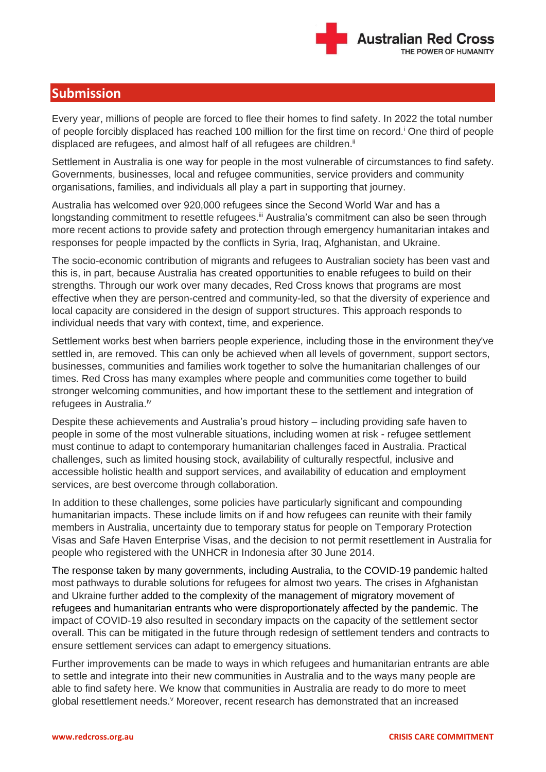## Submission

Every year, millions of people are forced to flee their homes to find safety. In 2022 the total number of people forcibly displaced has reached 100 million for the first time on record.[i] One third of people displaced are refugees, and almost half of all refugees are children.[ii]

Settlement in Australia is one way for people in the most vulnerable of circumstances to find safety. Governments, businesses, local and refugee communities, service providers and community organisations, families, and individuals all play a part in supporting that journey.

Australia has welcomed over 920,000 refugees since the Second World War and has a longstanding commitment to resettle refugees.[iii] Australia's commitment can also be seen through more recent actions to provide safety and protection through emergency humanitarian intakes and responses for people impacted by the conflicts in Syria, Iraq, Afghanistan, and Ukraine.

The socio-economic contribution of migrants and refugees to Australian society has been vast and this is, in part, because Australia has created opportunities to enable refugees to build on their strengths. Through our work over many decades, Red Cross knows that programs are most effective when they are person-centred and community-led, so that the diversity of experience and local capacity are considered in the design of support structures. This approach responds to individual needs that vary with context, time, and experience.

Settlement works best when barriers people experience, including those in the environment they've settled in, are removed. This can only be achieved when all levels of government, support sectors, businesses, communities and families work together to solve the humanitarian challenges of our times. Red Cross has many examples where people and communities come together to build stronger welcoming communities, and how important these to the settlement and integration of refugees in Australia.[iv]

Despite these achievements and Australia's proud history – including providing safe haven to people in some of the most vulnerable situations, including women at risk - refugee settlement must continue to adapt to contemporary humanitarian challenges faced in Australia. Practical challenges, such as limited housing stock, availability of culturally respectful, inclusive and accessible holistic health and support services, and availability of education and employment services, are best overcome through collaboration.

In addition to these challenges, some policies have particularly significant and compounding humanitarian impacts. These include limits on if and how refugees can reunite with their family members in Australia, uncertainty due to temporary status for people on Temporary Protection Visas and Safe Haven Enterprise Visas, and the decision to not permit resettlement in Australia for people who registered with the UNHCR in Indonesia after 30 June 2014.

The response taken by many governments, including Australia, to the COVID-19 pandemic halted most pathways to durable solutions for refugees for almost two years. The crises in Afghanistan and Ukraine further added to the complexity of the management of migratory movement of refugees and humanitarian entrants who were disproportionately affected by the pandemic. The impact of COVID-19 also resulted in secondary impacts on the capacity of the settlement sector overall. This can be mitigated in the future through redesign of settlement tenders and contracts to ensure settlement services can adapt to emergency situations.

Further improvements can be made to ways in which refugees and humanitarian entrants are able to settle and integrate into their new communities in Australia and to the ways many people are able to find safety here. We know that communities in Australia are ready to do more to meet global resettlement needs.[v] Moreover, recent research has demonstrated that an increased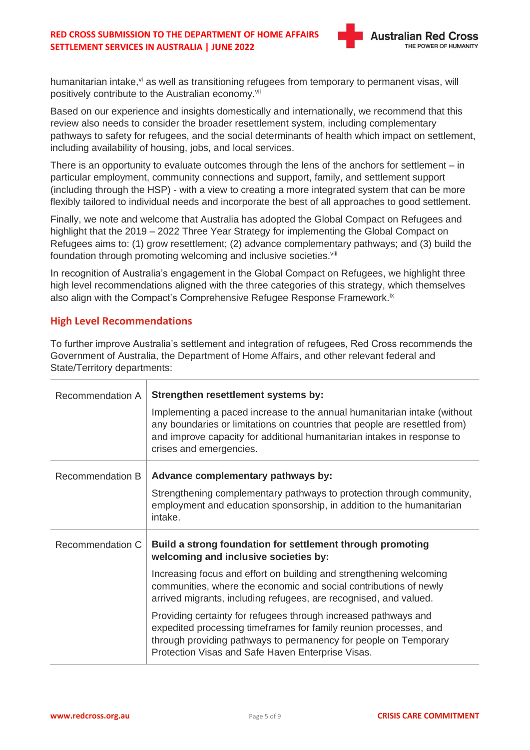humanitarian intake,[vi] as well as transitioning refugees from temporary to permanent visas, will positively contribute to the Australian economy.[vii]

Based on our experience and insights domestically and internationally, we recommend that this review also needs to consider the broader resettlement system, including complementary pathways to safety for refugees, and the social determinants of health which impact on settlement, including availability of housing, jobs, and local services.

There is an opportunity to evaluate outcomes through the lens of the anchors for settlement – in particular employment, community connections and support, family, and settlement support (including through the HSP) - with a view to creating a more integrated system that can be more flexibly tailored to individual needs and incorporate the best of all approaches to good settlement.

Finally, we note and welcome that Australia has adopted the Global Compact on Refugees and highlight that the 2019 – 2022 Three Year Strategy for implementing the Global Compact on Refugees aims to: (1) grow resettlement; (2) advance complementary pathways; and (3) build the foundation through promoting welcoming and inclusive societies.[viii]

In recognition of Australia's engagement in the Global Compact on Refugees, we highlight three high level recommendations aligned with the three categories of this strategy, which themselves also align with the Compact's Comprehensive Refugee Response Framework.[ix]

## High Level Recommendations

To further improve Australia's settlement and integration of refugees, Red Cross recommends the Government of Australia, the Department of Home Affairs, and other relevant federal and State/Territory departments:

| | |
|---|---|
| Recommendation A | **Strengthen resettlement systems by:**<br><br>Implementing a paced increase to the annual humanitarian intake (without any boundaries or limitations on countries that people are resettled from) and improve capacity for additional humanitarian intakes in response to crises and emergencies. |
| Recommendation B | **Advance complementary pathways by:**<br><br>Strengthening complementary pathways to protection through community, employment and education sponsorship, in addition to the humanitarian intake. |
| Recommendation C | **Build a strong foundation for settlement through promoting welcoming and inclusive societies by:**<br><br>Increasing focus and effort on building and strengthening welcoming communities, where the economic and social contributions of newly arrived migrants, including refugees, are recognised, and valued.<br><br>Providing certainty for refugees through increased pathways and expedited processing timeframes for family reunion processes, and through providing pathways to permanency for people on Temporary Protection Visas and Safe Haven Enterprise Visas. |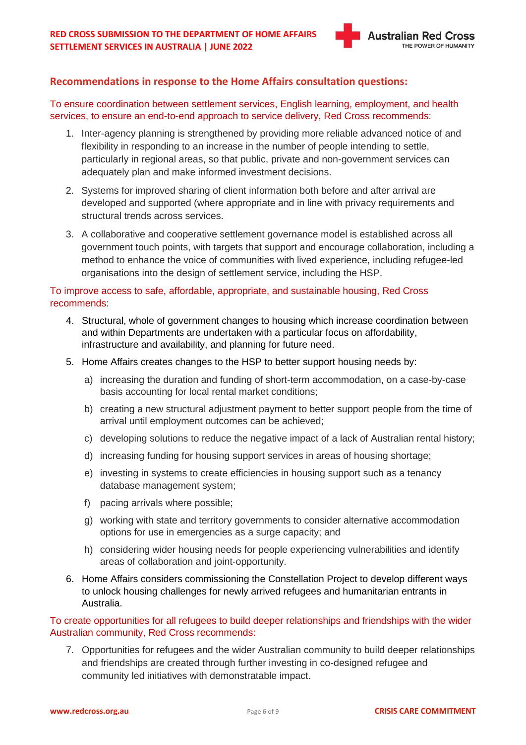## Recommendations in response to the Home Affairs consultation questions:

To ensure coordination between settlement services, English learning, employment, and health services, to ensure an end-to-end approach to service delivery, Red Cross recommends:

1. Inter-agency planning is strengthened by providing more reliable advanced notice of and flexibility in responding to an increase in the number of people intending to settle, particularly in regional areas, so that public, private and non-government services can adequately plan and make informed investment decisions.
2. Systems for improved sharing of client information both before and after arrival are developed and supported (where appropriate and in line with privacy requirements and structural trends across services.
3. A collaborative and cooperative settlement governance model is established across all government touch points, with targets that support and encourage collaboration, including a method to enhance the voice of communities with lived experience, including refugee-led organisations into the design of settlement service, including the HSP.

To improve access to safe, affordable, appropriate, and sustainable housing, Red Cross recommends:

4. Structural, whole of government changes to housing which increase coordination between and within Departments are undertaken with a particular focus on affordability, infrastructure and availability, and planning for future need.
5. Home Affairs creates changes to the HSP to better support housing needs by:
   a) increasing the duration and funding of short-term accommodation, on a case-by-case basis accounting for local rental market conditions;
   b) creating a new structural adjustment payment to better support people from the time of arrival until employment outcomes can be achieved;
   c) developing solutions to reduce the negative impact of a lack of Australian rental history;
   d) increasing funding for housing support services in areas of housing shortage;
   e) investing in systems to create efficiencies in housing support such as a tenancy database management system;
   f) pacing arrivals where possible;
   g) working with state and territory governments to consider alternative accommodation options for use in emergencies as a surge capacity; and
   h) considering wider housing needs for people experiencing vulnerabilities and identify areas of collaboration and joint-opportunity.
6. Home Affairs considers commissioning the Constellation Project to develop different ways to unlock housing challenges for newly arrived refugees and humanitarian entrants in Australia.

To create opportunities for all refugees to build deeper relationships and friendships with the wider Australian community, Red Cross recommends:

7. Opportunities for refugees and the wider Australian community to build deeper relationships and friendships are created through further investing in co-designed refugee and community led initiatives with demonstratable impact.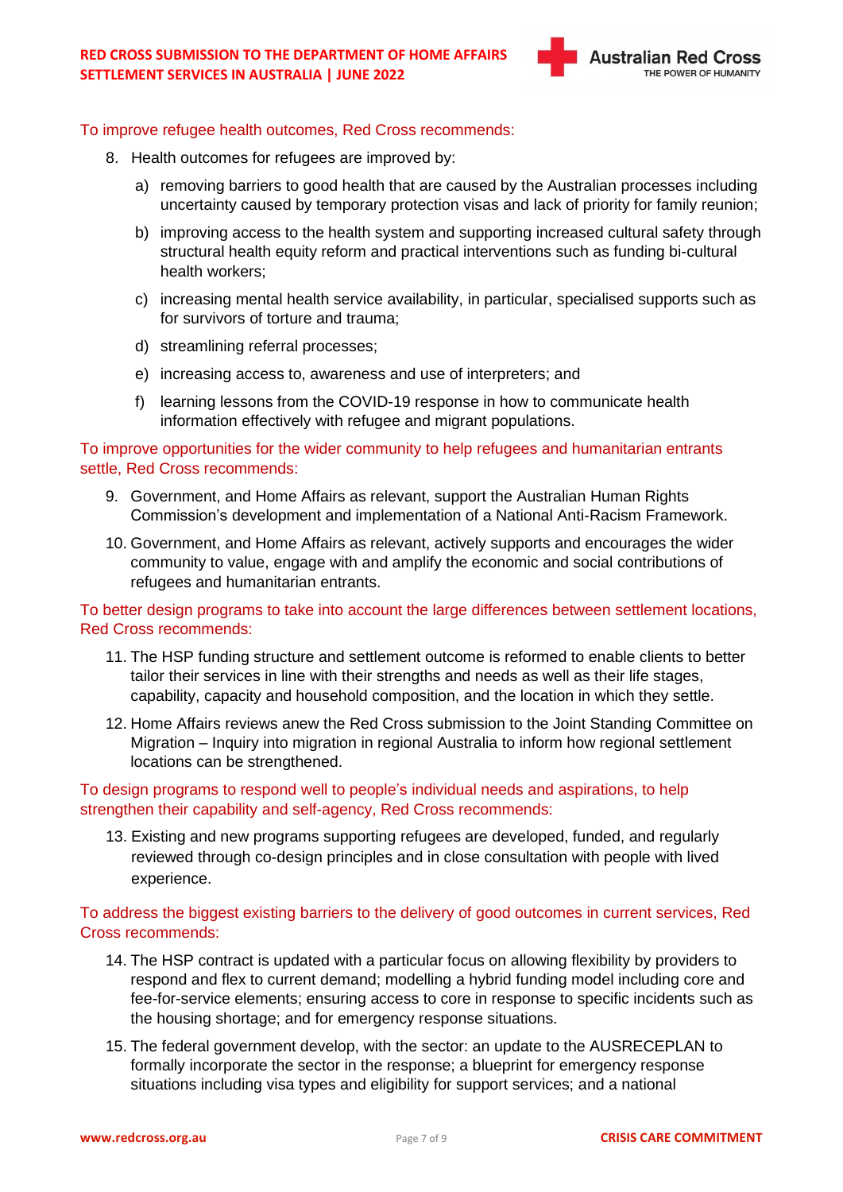To improve refugee health outcomes, Red Cross recommends:

8. Health outcomes for refugees are improved by:

   a) removing barriers to good health that are caused by the Australian processes including uncertainty caused by temporary protection visas and lack of priority for family reunion;

   b) improving access to the health system and supporting increased cultural safety through structural health equity reform and practical interventions such as funding bi-cultural health workers;

   c) increasing mental health service availability, in particular, specialised supports such as for survivors of torture and trauma;

   d) streamlining referral processes;

   e) increasing access to, awareness and use of interpreters; and

   f) learning lessons from the COVID-19 response in how to communicate health information effectively with refugee and migrant populations.

To improve opportunities for the wider community to help refugees and humanitarian entrants settle, Red Cross recommends:

9. Government, and Home Affairs as relevant, support the Australian Human Rights Commission's development and implementation of a National Anti-Racism Framework.

10. Government, and Home Affairs as relevant, actively supports and encourages the wider community to value, engage with and amplify the economic and social contributions of refugees and humanitarian entrants.

To better design programs to take into account the large differences between settlement locations, Red Cross recommends:

11. The HSP funding structure and settlement outcome is reformed to enable clients to better tailor their services in line with their strengths and needs as well as their life stages, capability, capacity and household composition, and the location in which they settle.

12. Home Affairs reviews anew the Red Cross submission to the Joint Standing Committee on Migration – Inquiry into migration in regional Australia to inform how regional settlement locations can be strengthened.

To design programs to respond well to people's individual needs and aspirations, to help strengthen their capability and self-agency, Red Cross recommends:

13. Existing and new programs supporting refugees are developed, funded, and regularly reviewed through co-design principles and in close consultation with people with lived experience.

To address the biggest existing barriers to the delivery of good outcomes in current services, Red Cross recommends:

14. The HSP contract is updated with a particular focus on allowing flexibility by providers to respond and flex to current demand; modelling a hybrid funding model including core and fee-for-service elements; ensuring access to core in response to specific incidents such as the housing shortage; and for emergency response situations.

15. The federal government develop, with the sector: an update to the AUSRECEPLAN to formally incorporate the sector in the response; a blueprint for emergency response situations including visa types and eligibility for support services; and a national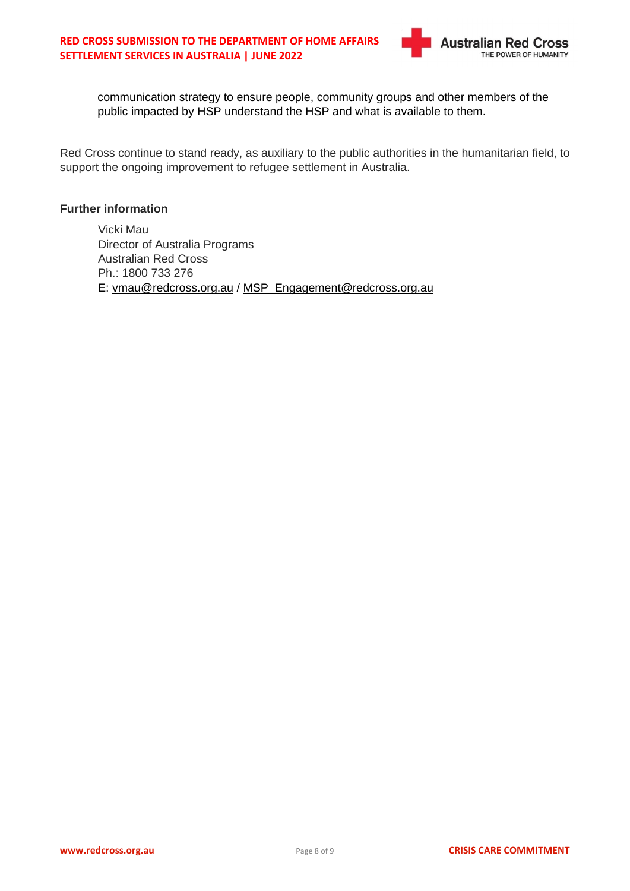communication strategy to ensure people, community groups and other members of the public impacted by HSP understand the HSP and what is available to them.

Red Cross continue to stand ready, as auxiliary to the public authorities in the humanitarian field, to support the ongoing improvement to refugee settlement in Australia.

**Further information**

Vicki Mau
Director of Australia Programs
Australian Red Cross
Ph.: 1800 733 276
E: vmau@redcross.org.au / MSP_Engagement@redcross.org.au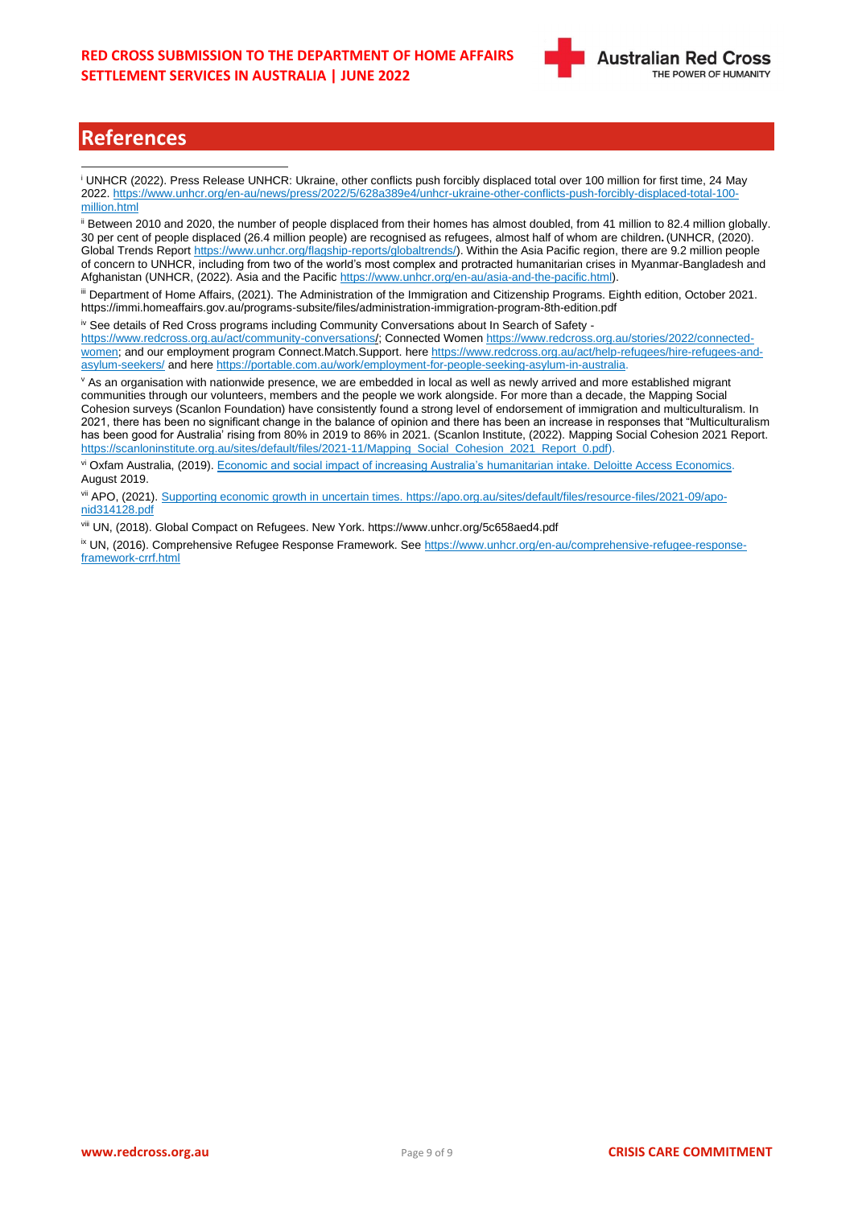## References

[i] UNHCR (2022). Press Release UNHCR: Ukraine, other conflicts push forcibly displaced total over 100 million for first time, 24 May 2022. https://www.unhcr.org/en-au/news/press/2022/5/628a389e4/unhcr-ukraine-other-conflicts-push-forcibly-displaced-total-100-million.html

[ii] Between 2010 and 2020, the number of people displaced from their homes has almost doubled, from 41 million to 82.4 million globally. 30 per cent of people displaced (26.4 million people) are recognised as refugees, almost half of whom are children. (UNHCR, (2020). Global Trends Report https://www.unhcr.org/flagship-reports/globaltrends/). Within the Asia Pacific region, there are 9.2 million people of concern to UNHCR, including from two of the world's most complex and protracted humanitarian crises in Myanmar-Bangladesh and Afghanistan (UNHCR, (2022). Asia and the Pacific https://www.unhcr.org/en-au/asia-and-the-pacific.html).

[iii] Department of Home Affairs, (2021). The Administration of the Immigration and Citizenship Programs. Eighth edition, October 2021. https://immi.homeaffairs.gov.au/programs-subsite/files/administration-immigration-program-8th-edition.pdf

[iv] See details of Red Cross programs including Community Conversations about In Search of Safety - https://www.redcross.org.au/act/community-conversations/; Connected Women https://www.redcross.org.au/stories/2022/connected-women; and our employment program Connect.Match.Support. here https://www.redcross.org.au/act/help-refugees/hire-refugees-and-asylum-seekers/ and here https://portable.com.au/work/employment-for-people-seeking-asylum-in-australia.

[v] As an organisation with nationwide presence, we are embedded in local as well as newly arrived and more established migrant communities through our volunteers, members and the people we work alongside. For more than a decade, the Mapping Social Cohesion surveys (Scanlon Foundation) have consistently found a strong level of endorsement of immigration and multiculturalism. In 2021, there has been no significant change in the balance of opinion and there has been an increase in responses that "Multiculturalism has been good for Australia' rising from 80% in 2019 to 86% in 2021. (Scanlon Institute, (2022). Mapping Social Cohesion 2021 Report. https://scanloninstitute.org.au/sites/default/files/2021-11/Mapping_Social_Cohesion_2021_Report_0.pdf).

[vi] Oxfam Australia, (2019). Economic and social impact of increasing Australia's humanitarian intake. Deloitte Access Economics. August 2019.

[vii] APO, (2021). Supporting economic growth in uncertain times. https://apo.org.au/sites/default/files/resource-files/2021-09/apo-nid314128.pdf

[viii] UN, (2018). Global Compact on Refugees. New York. https://www.unhcr.org/5c658aed4.pdf

[ix] UN, (2016). Comprehensive Refugee Response Framework. See https://www.unhcr.org/en-au/comprehensive-refugee-response-framework-crrf.html